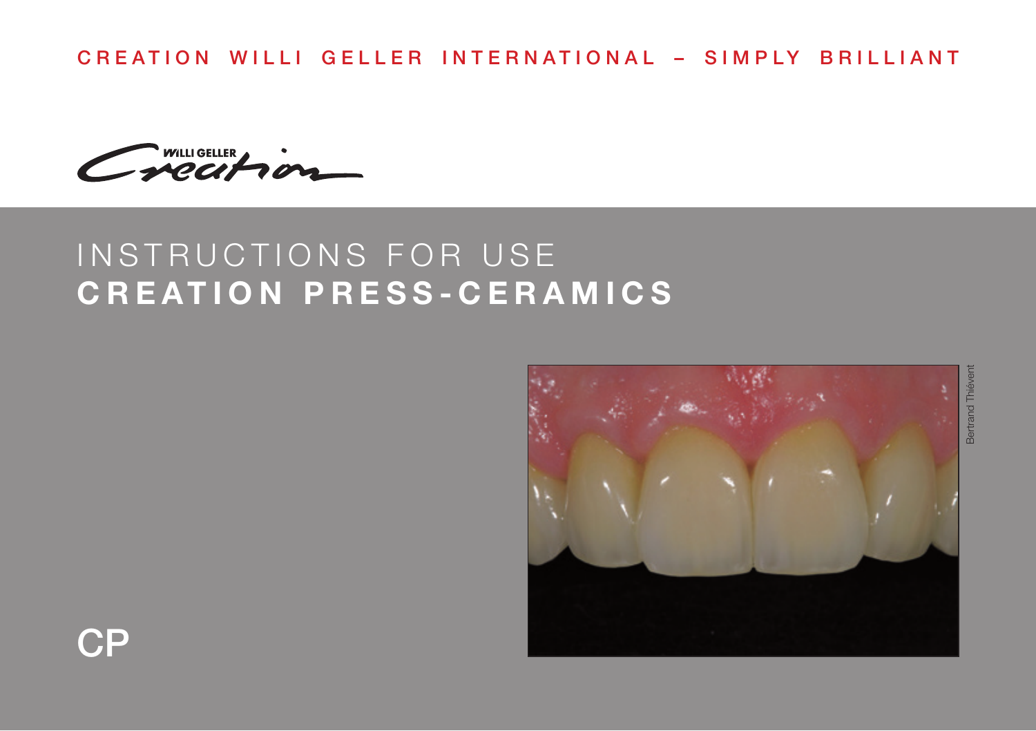CREATION WILLI GELLER INTERNATIONAL – SIMPLY BRILLIANT

WILLI GELLER Creation

# INSTRUCTIONS FOR USE
# CREATION PRESS-CERAMICS

Bertrand Thiévent

CP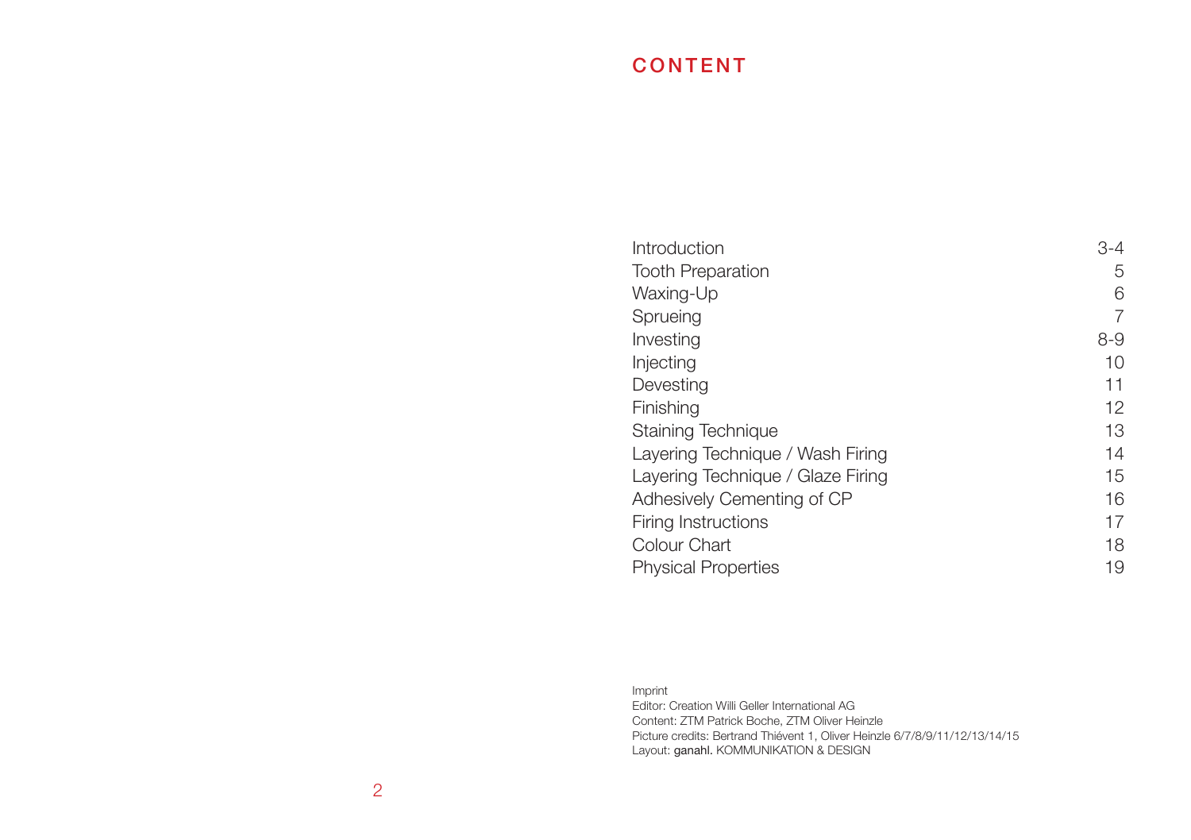# CONTENT

| | |
|---|---|
| Introduction | 3-4 |
| Tooth Preparation | 5 |
| Waxing-Up | 6 |
| Sprueing | 7 |
| Investing | 8-9 |
| Injecting | 10 |
| Devesting | 11 |
| Finishing | 12 |
| Staining Technique | 13 |
| Layering Technique / Wash Firing | 14 |
| Layering Technique / Glaze Firing | 15 |
| Adhesively Cementing of CP | 16 |
| Firing Instructions | 17 |
| Colour Chart | 18 |
| Physical Properties | 19 |

Imprint
Editor: Creation Willi Geller International AG
Content: ZTM Patrick Boche, ZTM Oliver Heinzle
Picture credits: Bertrand Thiévent 1, Oliver Heinzle 6/7/8/9/11/12/13/14/15
Layout: ganahl. KOMMUNIKATION & DESIGN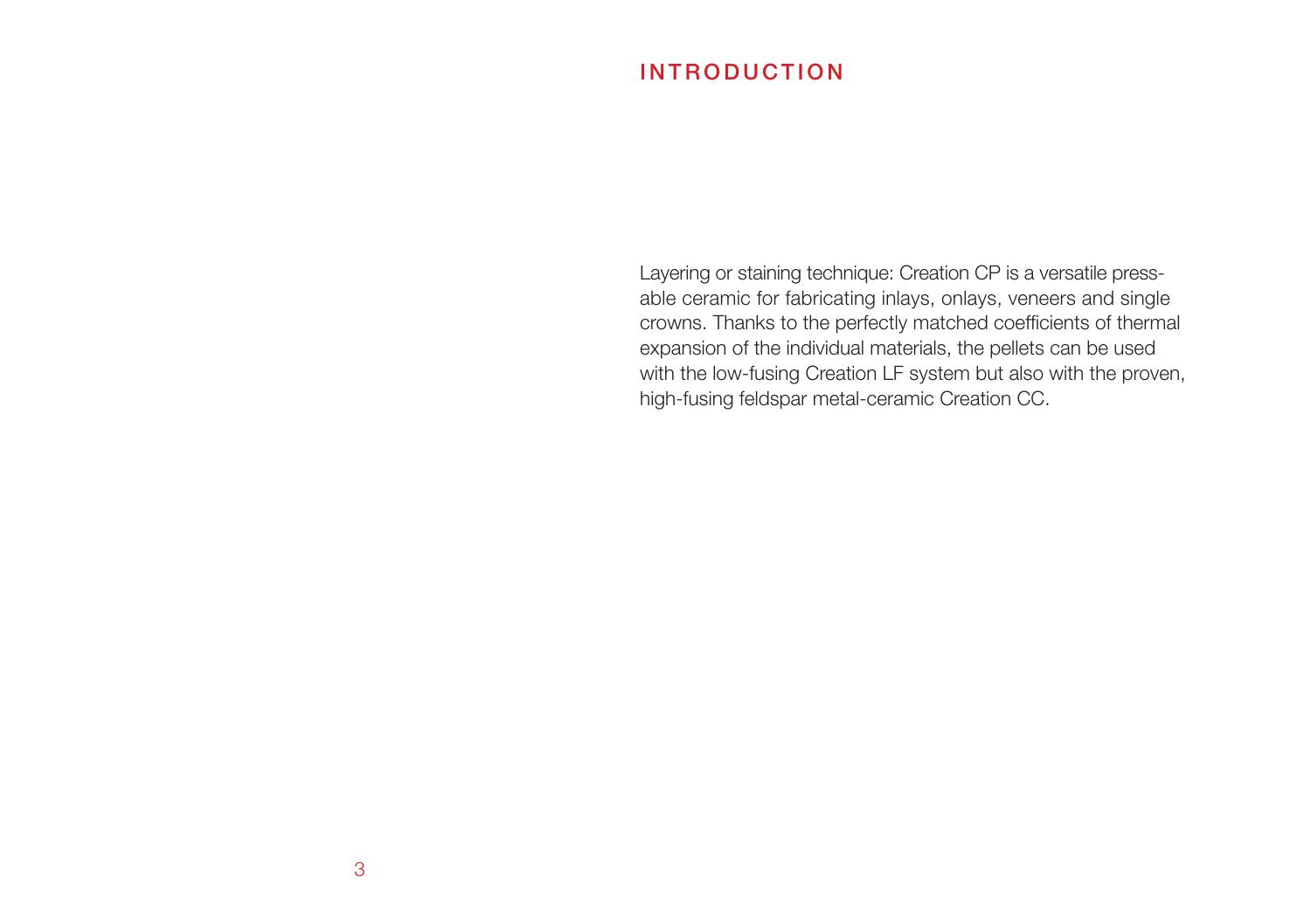# INTRODUCTION

Layering or staining technique: Creation CP is a versatile pressable ceramic for fabricating inlays, onlays, veneers and single crowns. Thanks to the perfectly matched coefficients of thermal expansion of the individual materials, the pellets can be used with the low-fusing Creation LF system but also with the proven, high-fusing feldspar metal-ceramic Creation CC.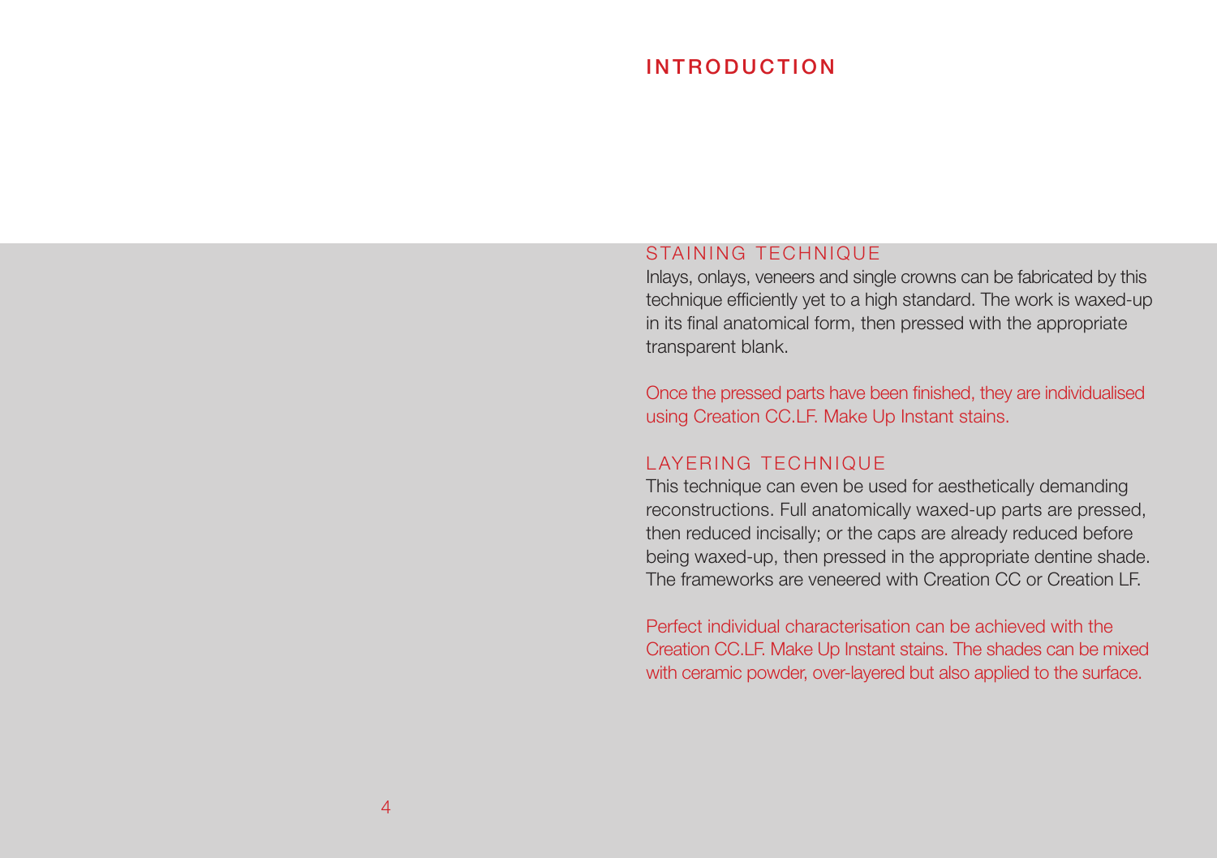# INTRODUCTION

## STAINING TECHNIQUE

Inlays, onlays, veneers and single crowns can be fabricated by this technique efficiently yet to a high standard. The work is waxed-up in its final anatomical form, then pressed with the appropriate transparent blank.

Once the pressed parts have been finished, they are individualised using Creation CC.LF. Make Up Instant stains.

## LAYERING TECHNIQUE

This technique can even be used for aesthetically demanding reconstructions. Full anatomically waxed-up parts are pressed, then reduced incisally; or the caps are already reduced before being waxed-up, then pressed in the appropriate dentine shade. The frameworks are veneered with Creation CC or Creation LF.

Perfect individual characterisation can be achieved with the Creation CC.LF. Make Up Instant stains. The shades can be mixed with ceramic powder, over-layered but also applied to the surface.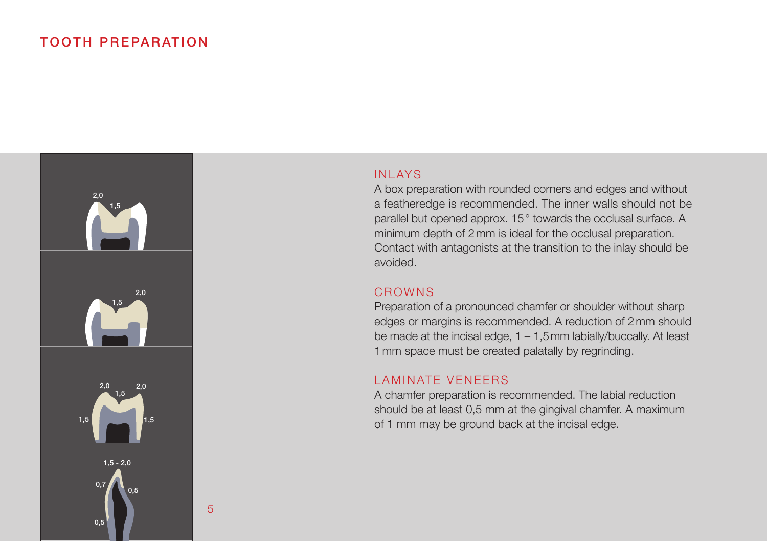# TOOTH PREPARATION

## INLAYS

A box preparation with rounded corners and edges and without a featheredge is recommended. The inner walls should not be parallel but opened approx. 15° towards the occlusal surface. A minimum depth of 2 mm is ideal for the occlusal preparation. Contact with antagonists at the transition to the inlay should be avoided.

## CROWNS

Preparation of a pronounced chamfer or shoulder without sharp edges or margins is recommended. A reduction of 2 mm should be made at the incisal edge, 1 – 1,5 mm labially/buccally. At least 1 mm space must be created palatally by regrinding.

## LAMINATE VENEERS

A chamfer preparation is recommended. The labial reduction should be at least 0,5 mm at the gingival chamfer. A maximum of 1 mm may be ground back at the incisal edge.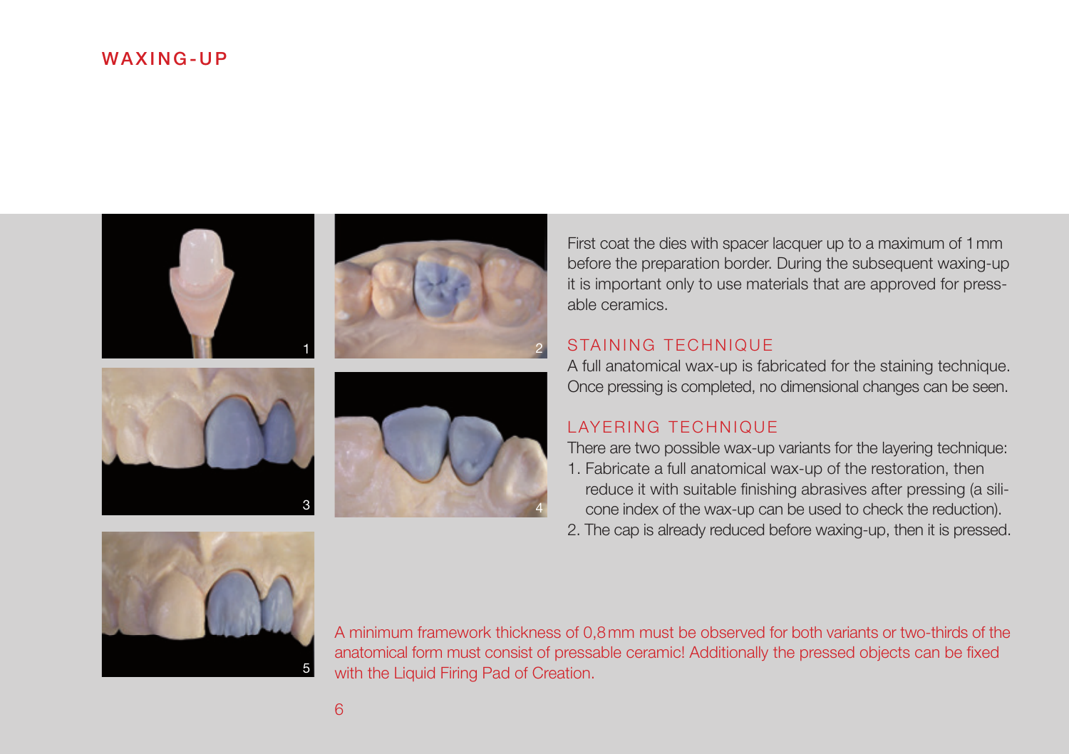# WAXING-UP

First coat the dies with spacer lacquer up to a maximum of 1 mm before the preparation border. During the subsequent waxing-up it is important only to use materials that are approved for pressable ceramics.

## STAINING TECHNIQUE

A full anatomical wax-up is fabricated for the staining technique. Once pressing is completed, no dimensional changes can be seen.

## LAYERING TECHNIQUE

There are two possible wax-up variants for the layering technique:

1. Fabricate a full anatomical wax-up of the restoration, then reduce it with suitable finishing abrasives after pressing (a silicone index of the wax-up can be used to check the reduction).
2. The cap is already reduced before waxing-up, then it is pressed.

A minimum framework thickness of 0,8 mm must be observed for both variants or two-thirds of the anatomical form must consist of pressable ceramic! Additionally the pressed objects can be fixed with the Liquid Firing Pad of Creation.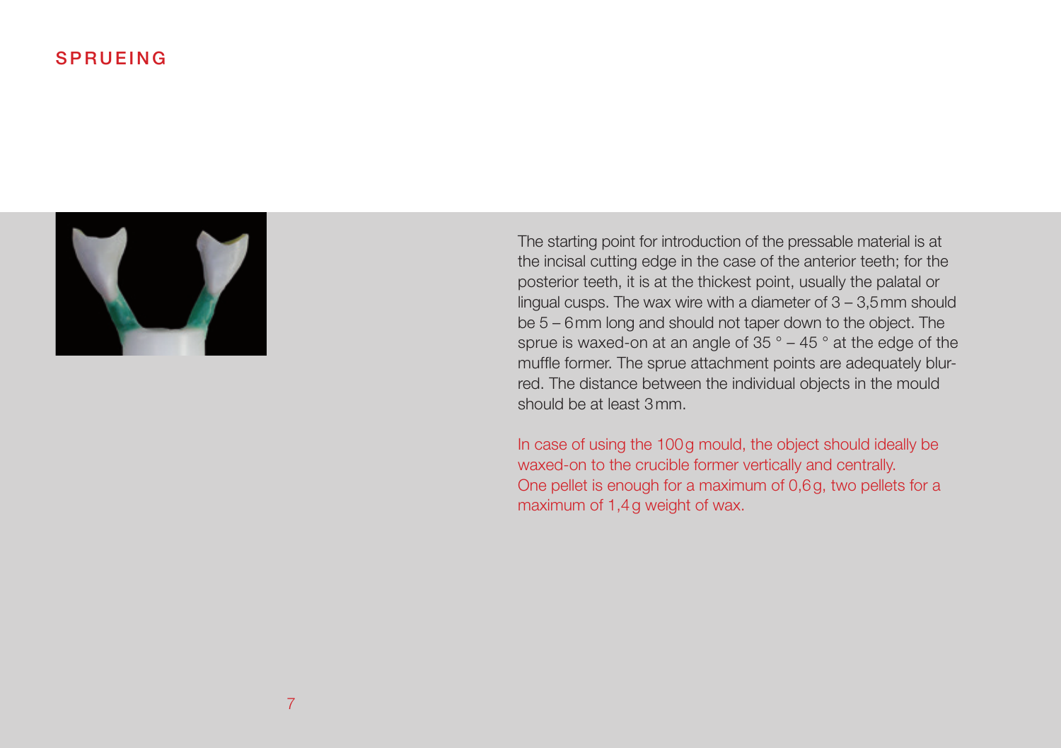# SPRUEING

The starting point for introduction of the pressable material is at the incisal cutting edge in the case of the anterior teeth; for the posterior teeth, it is at the thickest point, usually the palatal or lingual cusps. The wax wire with a diameter of 3 – 3,5 mm should be 5 – 6 mm long and should not taper down to the object. The sprue is waxed-on at an angle of 35 ° – 45 ° at the edge of the muffle former. The sprue attachment points are adequately blurred. The distance between the individual objects in the mould should be at least 3 mm.

In case of using the 100 g mould, the object should ideally be waxed-on to the crucible former vertically and centrally. One pellet is enough for a maximum of 0,6 g, two pellets for a maximum of 1,4 g weight of wax.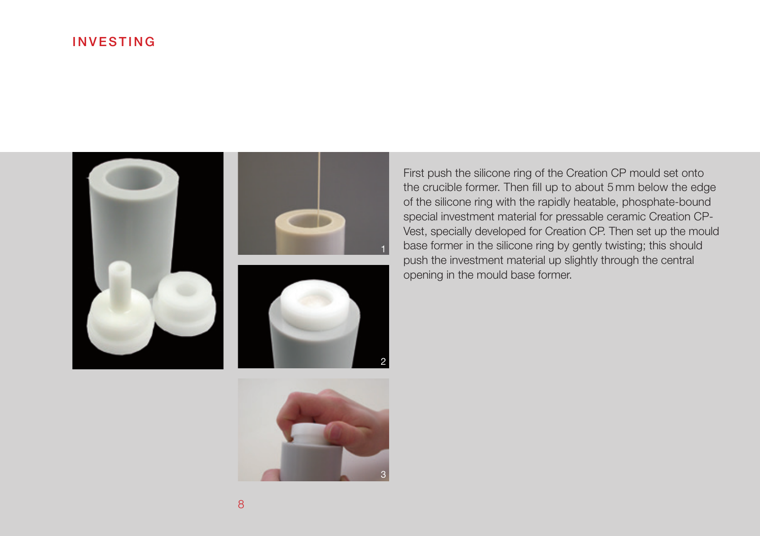# INVESTING

First push the silicone ring of the Creation CP mould set onto the crucible former. Then fill up to about 5 mm below the edge of the silicone ring with the rapidly heatable, phosphate-bound special investment material for pressable ceramic Creation CP-Vest, specially developed for Creation CP. Then set up the mould base former in the silicone ring by gently twisting; this should push the investment material up slightly through the central opening in the mould base former.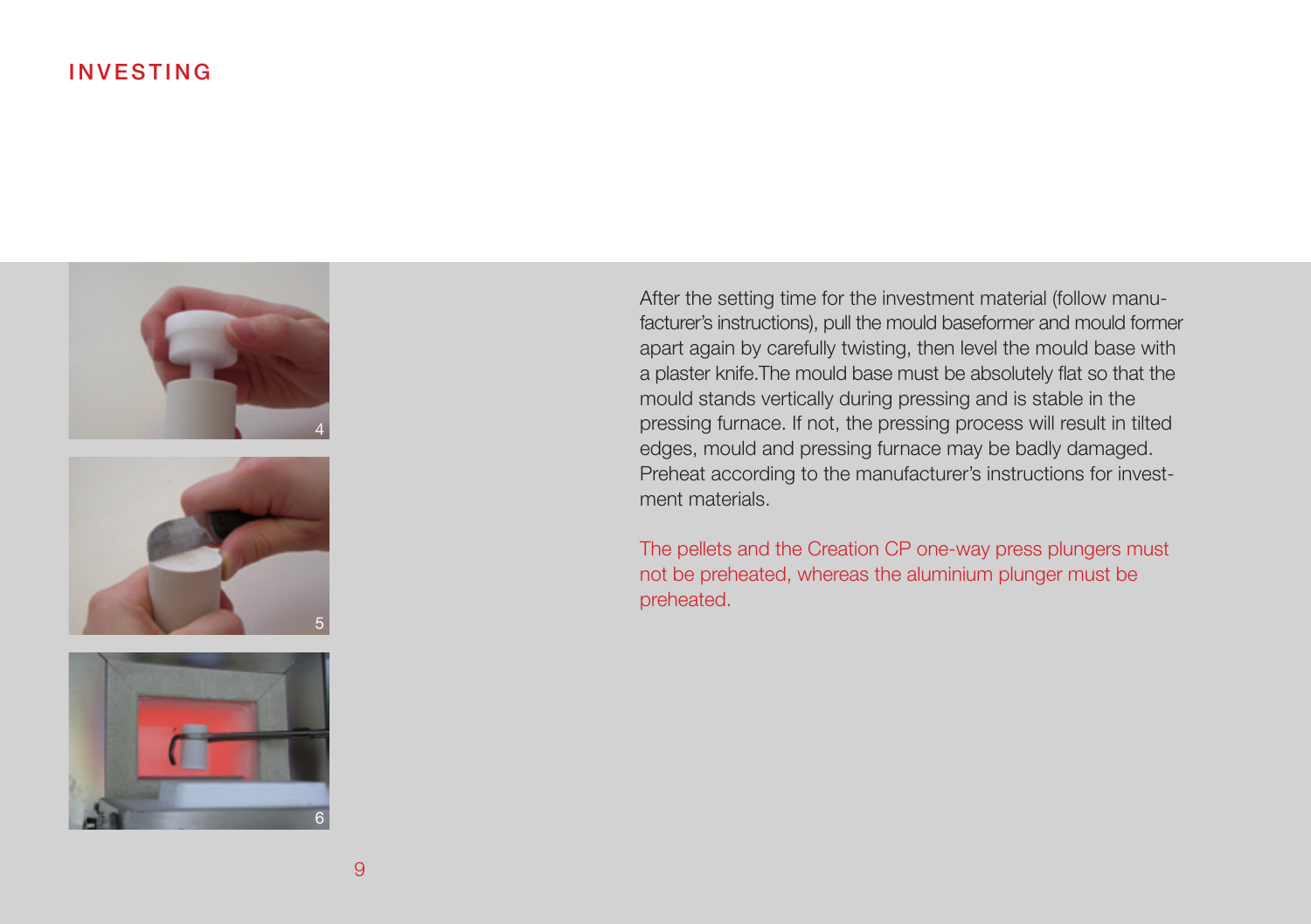# INVESTING

After the setting time for the investment material (follow manufacturer's instructions), pull the mould baseformer and mould former apart again by carefully twisting, then level the mould base with a plaster knife.The mould base must be absolutely flat so that the mould stands vertically during pressing and is stable in the pressing furnace. If not, the pressing process will result in tilted edges, mould and pressing furnace may be badly damaged. Preheat according to the manufacturer's instructions for investment materials.

The pellets and the Creation CP one-way press plungers must not be preheated, whereas the aluminium plunger must be preheated.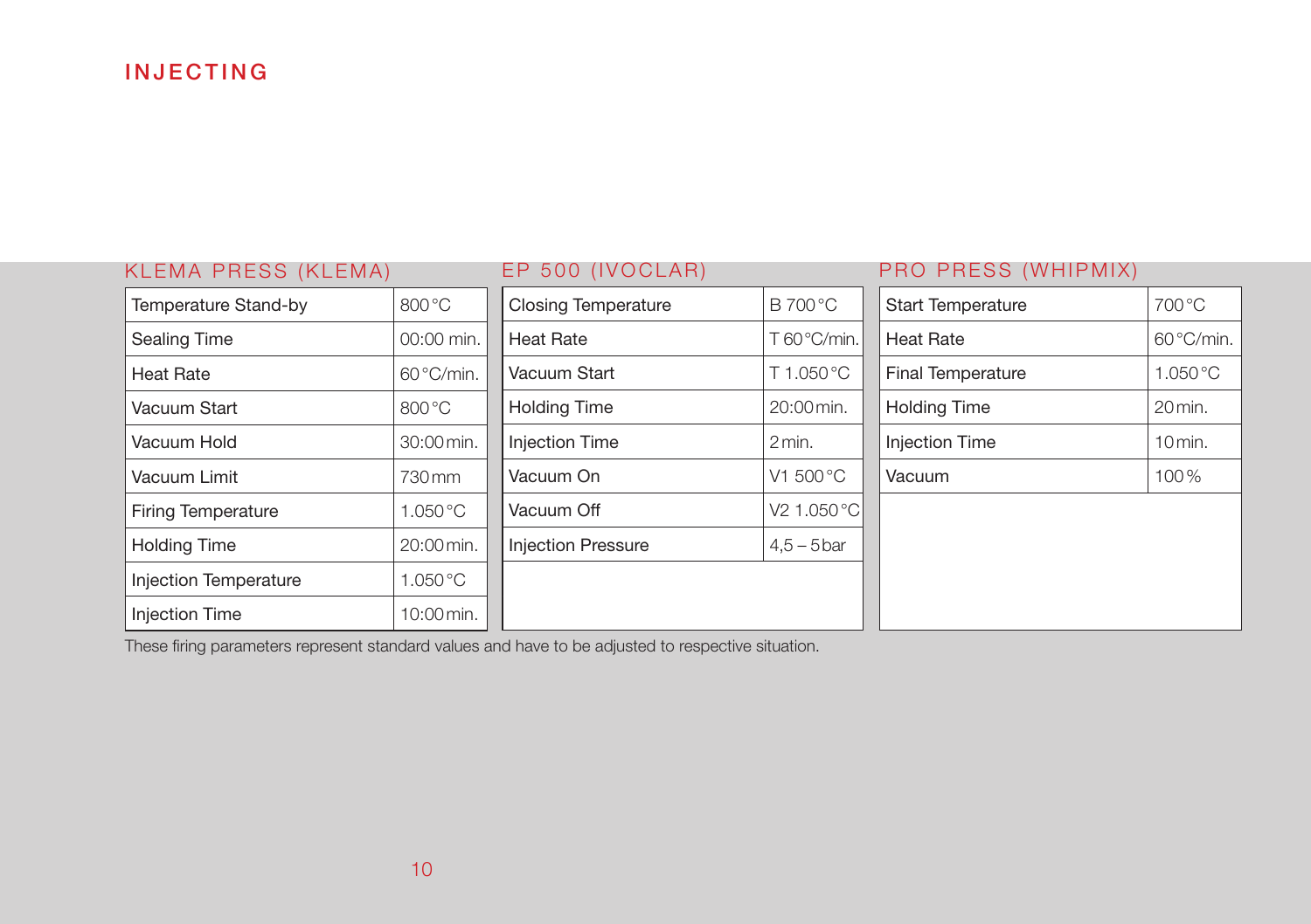# INJECTING

## KLEMA PRESS (KLEMA)

| | |
|---|---|
| Temperature Stand-by | 800 °C |
| Sealing Time | 00:00 min. |
| Heat Rate | 60 °C/min. |
| Vacuum Start | 800 °C |
| Vacuum Hold | 30:00 min. |
| Vacuum Limit | 730 mm |
| Firing Temperature | 1.050 °C |
| Holding Time | 20:00 min. |
| Injection Temperature | 1.050 °C |
| Injection Time | 10:00 min. |

## EP 500 (IVOCLAR)

| | |
|---|---|
| Closing Temperature | B 700 °C |
| Heat Rate | T 60 °C/min. |
| Vacuum Start | T 1.050 °C |
| Holding Time | 20:00 min. |
| Injection Time | 2 min. |
| Vacuum On | V1 500 °C |
| Vacuum Off | V2 1.050 °C |
| Injection Pressure | 4,5 – 5 bar |

## PRO PRESS (WHIPMIX)

| | |
|---|---|
| Start Temperature | 700 °C |
| Heat Rate | 60 °C/min. |
| Final Temperature | 1.050 °C |
| Holding Time | 20 min. |
| Injection Time | 10 min. |
| Vacuum | 100 % |

These firing parameters represent standard values and have to be adjusted to respective situation.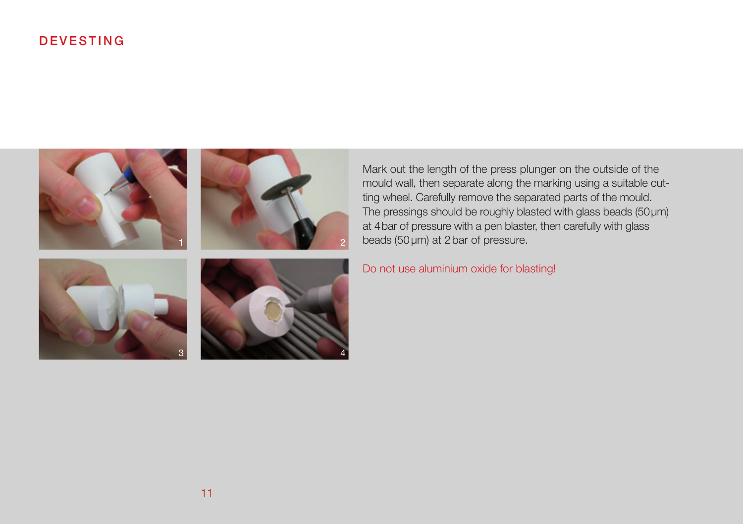# DEVESTING

Mark out the length of the press plunger on the outside of the mould wall, then separate along the marking using a suitable cutting wheel. Carefully remove the separated parts of the mould. The pressings should be roughly blasted with glass beads (50 µm) at 4 bar of pressure with a pen blaster, then carefully with glass beads (50 µm) at 2 bar of pressure.

Do not use aluminium oxide for blasting!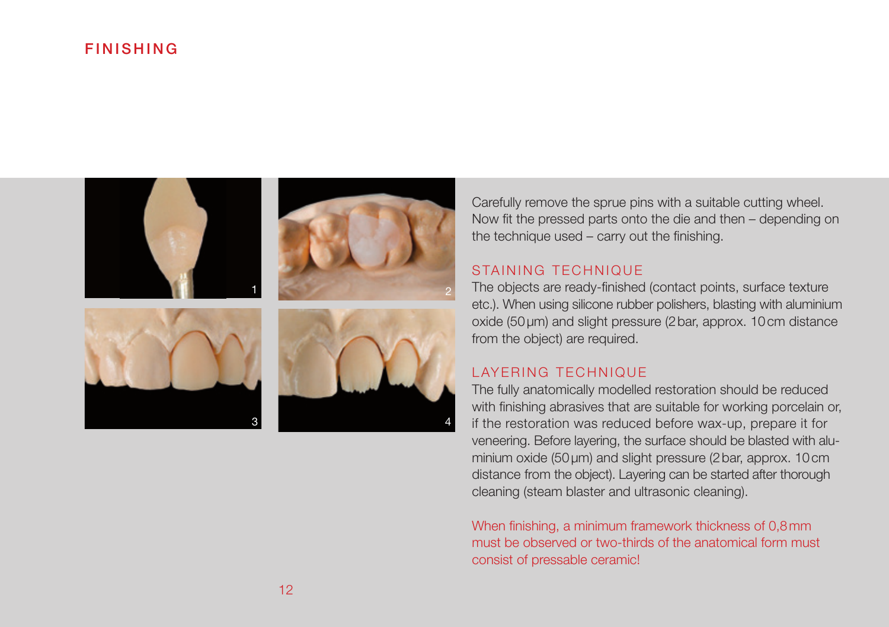# FINISHING

Carefully remove the sprue pins with a suitable cutting wheel. Now fit the pressed parts onto the die and then – depending on the technique used – carry out the finishing.

## STAINING TECHNIQUE

The objects are ready-finished (contact points, surface texture etc.). When using silicone rubber polishers, blasting with aluminium oxide (50 µm) and slight pressure (2 bar, approx. 10 cm distance from the object) are required.

## LAYERING TECHNIQUE

The fully anatomically modelled restoration should be reduced with finishing abrasives that are suitable for working porcelain or, if the restoration was reduced before wax-up, prepare it for veneering. Before layering, the surface should be blasted with aluminium oxide (50 µm) and slight pressure (2 bar, approx. 10 cm distance from the object). Layering can be started after thorough cleaning (steam blaster and ultrasonic cleaning).

When finishing, a minimum framework thickness of 0,8 mm must be observed or two-thirds of the anatomical form must consist of pressable ceramic!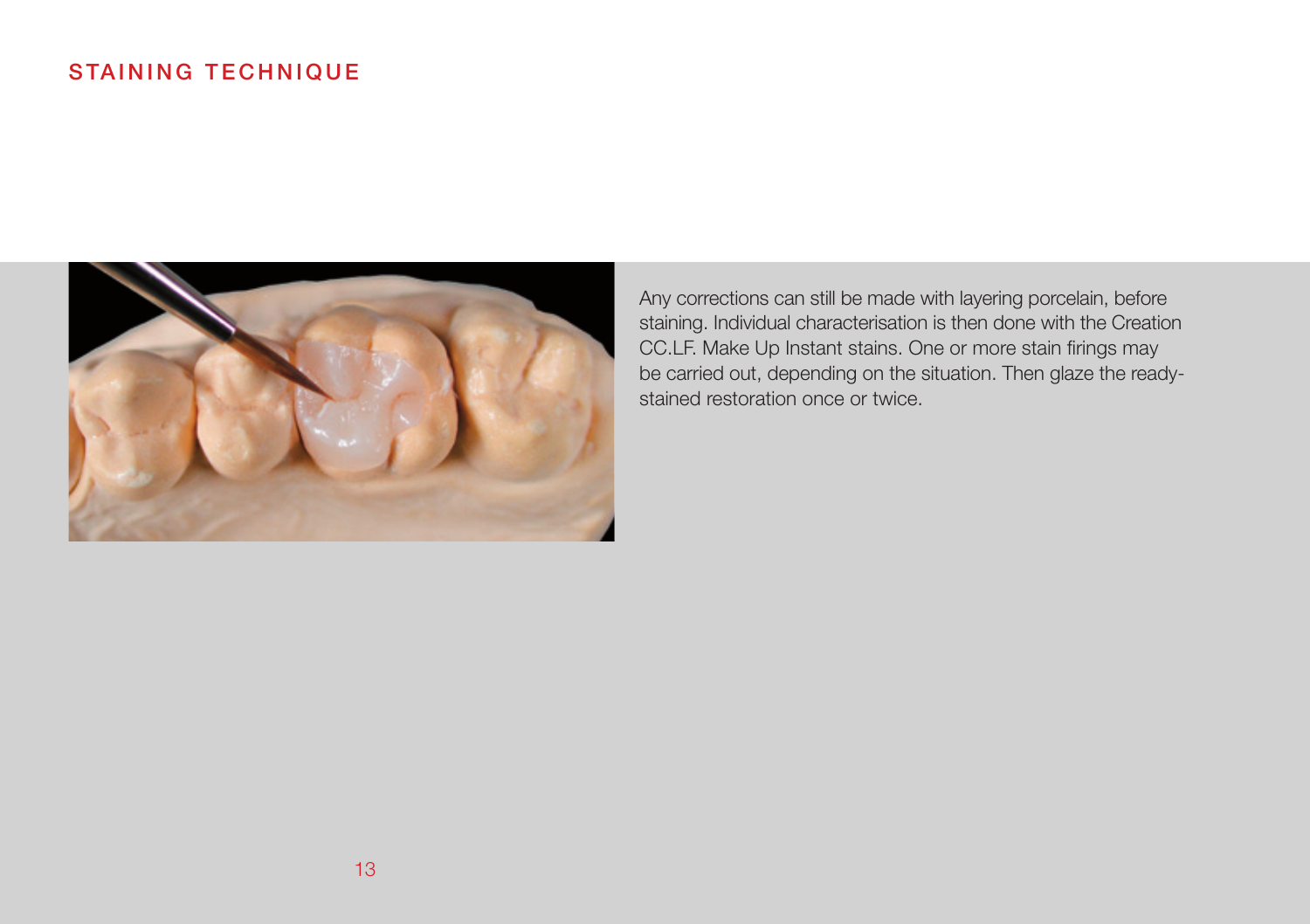## STAINING TECHNIQUE

Any corrections can still be made with layering porcelain, before staining. Individual characterisation is then done with the Creation CC.LF. Make Up Instant stains. One or more stain firings may be carried out, depending on the situation. Then glaze the ready-stained restoration once or twice.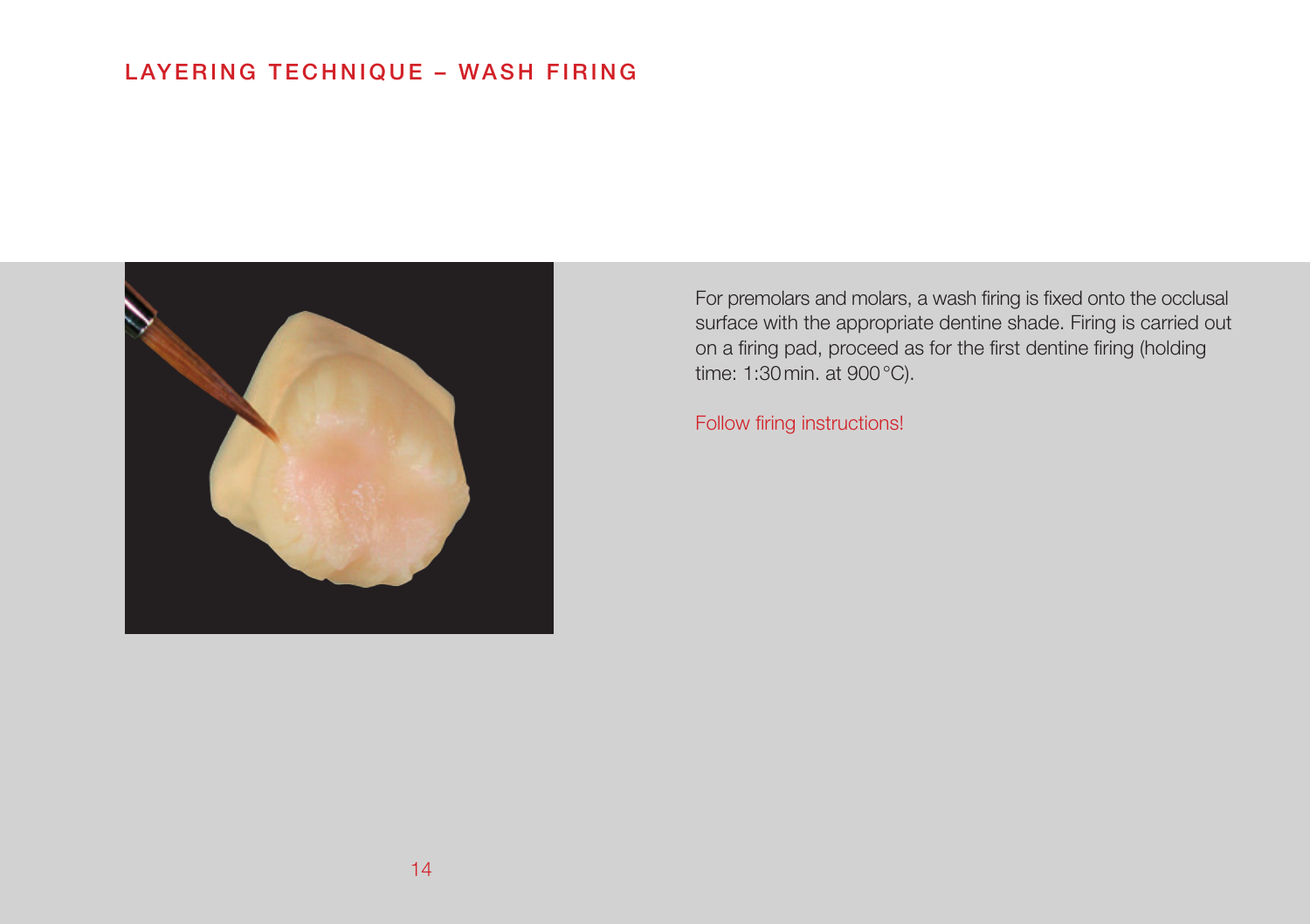# LAYERING TECHNIQUE – WASH FIRING

For premolars and molars, a wash firing is fixed onto the occlusal surface with the appropriate dentine shade. Firing is carried out on a firing pad, proceed as for the first dentine firing (holding time: 1:30 min. at 900 °C).

Follow firing instructions!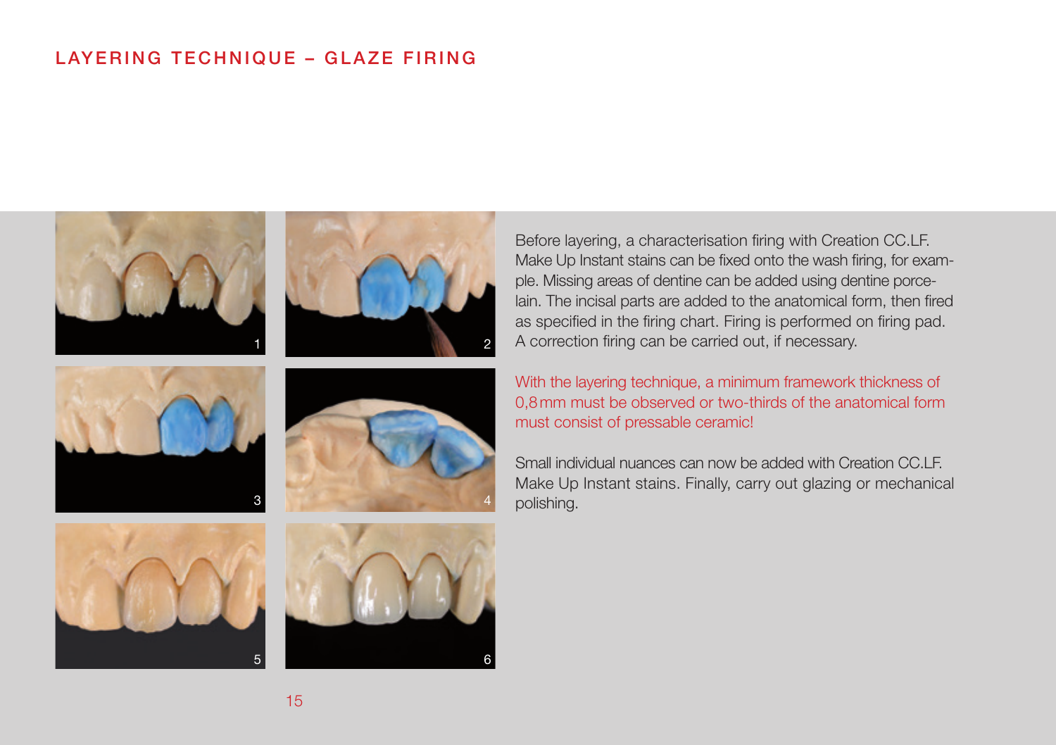# LAYERING TECHNIQUE – GLAZE FIRING

Before layering, a characterisation firing with Creation CC.LF. Make Up Instant stains can be fixed onto the wash firing, for example. Missing areas of dentine can be added using dentine porcelain. The incisal parts are added to the anatomical form, then fired as specified in the firing chart. Firing is performed on firing pad. A correction firing can be carried out, if necessary.

With the layering technique, a minimum framework thickness of 0,8 mm must be observed or two-thirds of the anatomical form must consist of pressable ceramic!

Small individual nuances can now be added with Creation CC.LF. Make Up Instant stains. Finally, carry out glazing or mechanical polishing.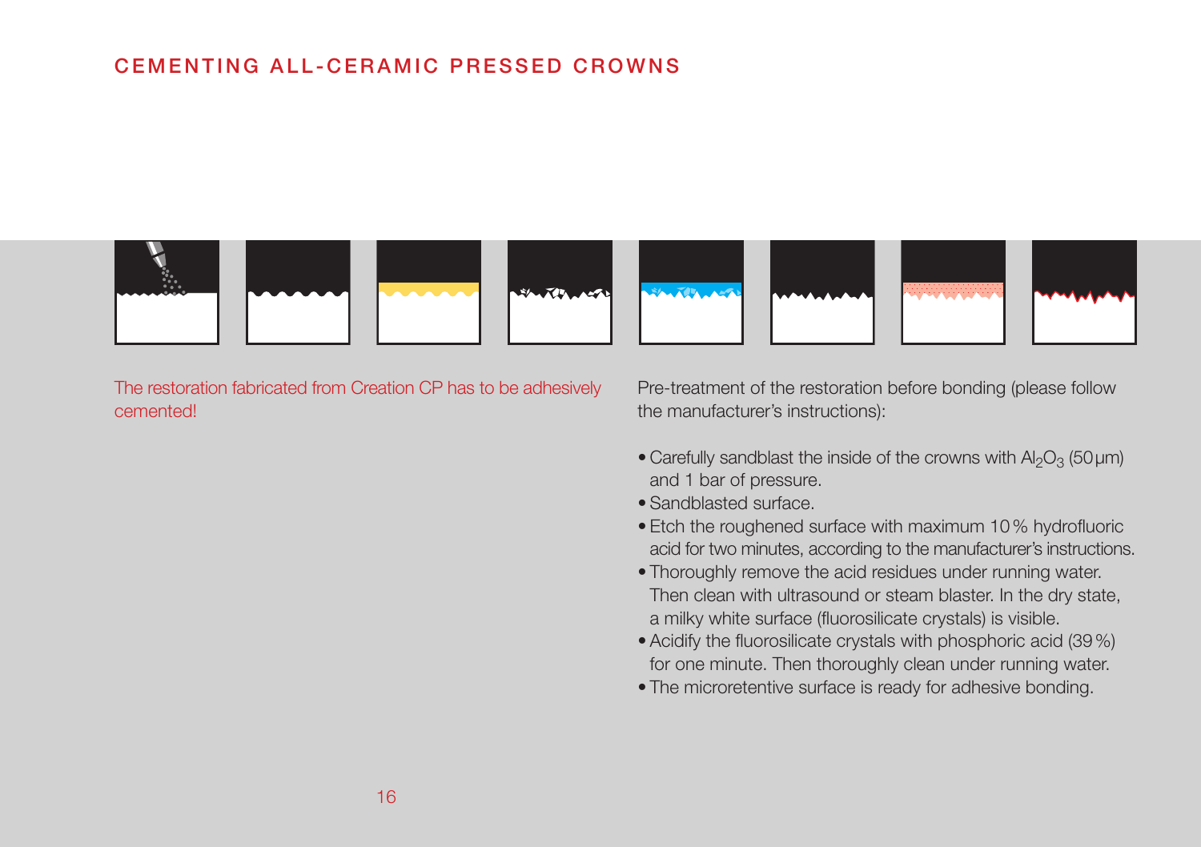# CEMENTING ALL-CERAMIC PRESSED CROWNS

The restoration fabricated from Creation CP has to be adhesively cemented!

Pre-treatment of the restoration before bonding (please follow the manufacturer's instructions):

- Carefully sandblast the inside of the crowns with $Al_2O_3$ (50 µm) and 1 bar of pressure.
- Sandblasted surface.
- Etch the roughened surface with maximum 10 % hydrofluoric acid for two minutes, according to the manufacturer's instructions.
- Thoroughly remove the acid residues under running water. Then clean with ultrasound or steam blaster. In the dry state, a milky white surface (fluorosilicate crystals) is visible.
- Acidify the fluorosilicate crystals with phosphoric acid (39 %) for one minute. Then thoroughly clean under running water.
- The microretentive surface is ready for adhesive bonding.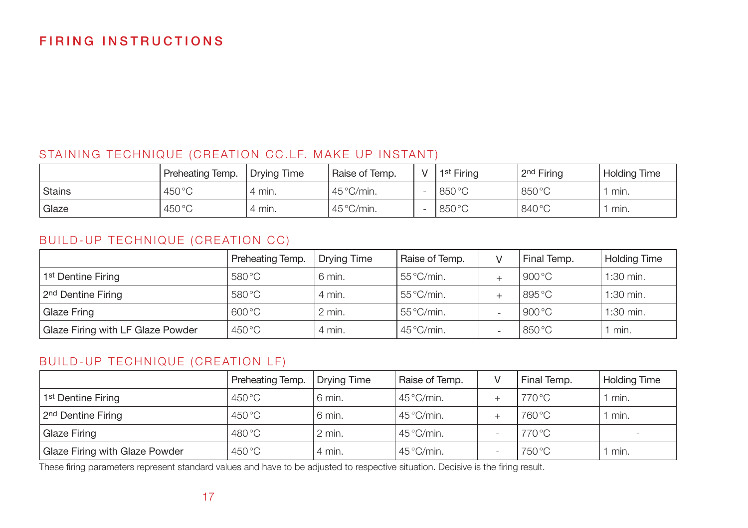# FIRING INSTRUCTIONS

## STAINING TECHNIQUE (CREATION CC.LF. MAKE UP INSTANT)

| | Preheating Temp. | Drying Time | Raise of Temp. | V | 1st Firing | 2nd Firing | Holding Time |
|---|---|---|---|---|---|---|---|
| Stains | 450 °C | 4 min. | 45 °C/min. | - | 850 °C | 850 °C | 1 min. |
| Glaze | 450 °C | 4 min. | 45 °C/min. | - | 850 °C | 840 °C | 1 min. |

## BUILD-UP TECHNIQUE (CREATION CC)

| | Preheating Temp. | Drying Time | Raise of Temp. | V | Final Temp. | Holding Time |
|---|---|---|---|---|---|---|
| 1st Dentine Firing | 580 °C | 6 min. | 55 °C/min. | + | 900 °C | 1:30 min. |
| 2nd Dentine Firing | 580 °C | 4 min. | 55 °C/min. | + | 895 °C | 1:30 min. |
| Glaze Fring | 600 °C | 2 min. | 55 °C/min. | - | 900 °C | 1:30 min. |
| Glaze Firing with LF Glaze Powder | 450 °C | 4 min. | 45 °C/min. | - | 850 °C | 1 min. |

## BUILD-UP TECHNIQUE (CREATION LF)

| | Preheating Temp. | Drying Time | Raise of Temp. | V | Final Temp. | Holding Time |
|---|---|---|---|---|---|---|
| 1st Dentine Firing | 450 °C | 6 min. | 45 °C/min. | + | 770 °C | 1 min. |
| 2nd Dentine Firing | 450 °C | 6 min. | 45 °C/min. | + | 760 °C | 1 min. |
| Glaze Firing | 480 °C | 2 min. | 45 °C/min. | - | 770 °C | - |
| Glaze Firing with Glaze Powder | 450 °C | 4 min. | 45 °C/min. | - | 750 °C | 1 min. |

These firing parameters represent standard values and have to be adjusted to respective situation. Decisive is the firing result.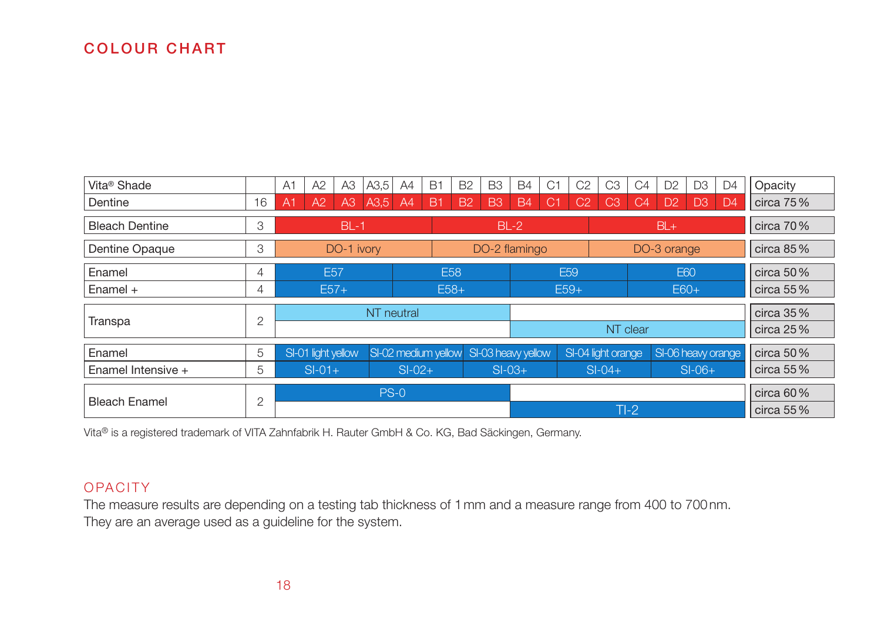## COLOUR CHART

| Vita® Shade | | A1 | A2 | A3 | A3,5 | A4 | B1 | B2 | B3 | B4 | C1 | C2 | C3 | C4 | D2 | D3 | D4 | Opacity |
|---|---|---|---|---|---|---|---|---|---|---|---|---|---|---|---|---|---|---|
| Dentine | 16 | A1 | A2 | A3 | A3,5 | A4 | B1 | B2 | B3 | B4 | C1 | C2 | C3 | C4 | D2 | D3 | D4 | circa 75 % |
| Bleach Dentine | 3 | BL-1 | | | | | BL-2 | | | | | | BL+ | | | | | circa 70 % |
| Dentine Opaque | 3 | DO-1 ivory | | | | | DO-2 flamingo | | | | | | DO-3 orange | | | | | circa 85 % |
| Enamel | 4 | E57 | | | | E58 | | | | E59 | | | | E60 | | | | circa 50 % |
| Enamel + | 4 | E57+ | | | | E58+ | | | | E59+ | | | | E60+ | | | | circa 55 % |
| Transpa | 2 | NT neutral | | | | | | | | | | | | | | | | circa 35 % |
| | | | | | | | | | | NT clear | | | | | | | | circa 25 % |
| Enamel | 5 | SI-01 light yellow | | | SI-02 medium yellow | | | SI-03 heavy yellow | | | SI-04 light orange | | | SI-06 heavy orange | | | | circa 50 % |
| Enamel Intensive + | 5 | SI-01+ | | | SI-02+ | | | SI-03+ | | | SI-04+ | | | SI-06+ | | | | circa 55 % |
| Bleach Enamel | 2 | PS-0 | | | | | | | | | | | | | | | | circa 60 % |
| | | | | | | | | | | TI-2 | | | | | | | | circa 55 % |

Vita® is a registered trademark of VITA Zahnfabrik H. Rauter GmbH & Co. KG, Bad Säckingen, Germany.

## OPACITY

The measure results are depending on a testing tab thickness of 1 mm and a measure range from 400 to 700 nm. They are an average used as a guideline for the system.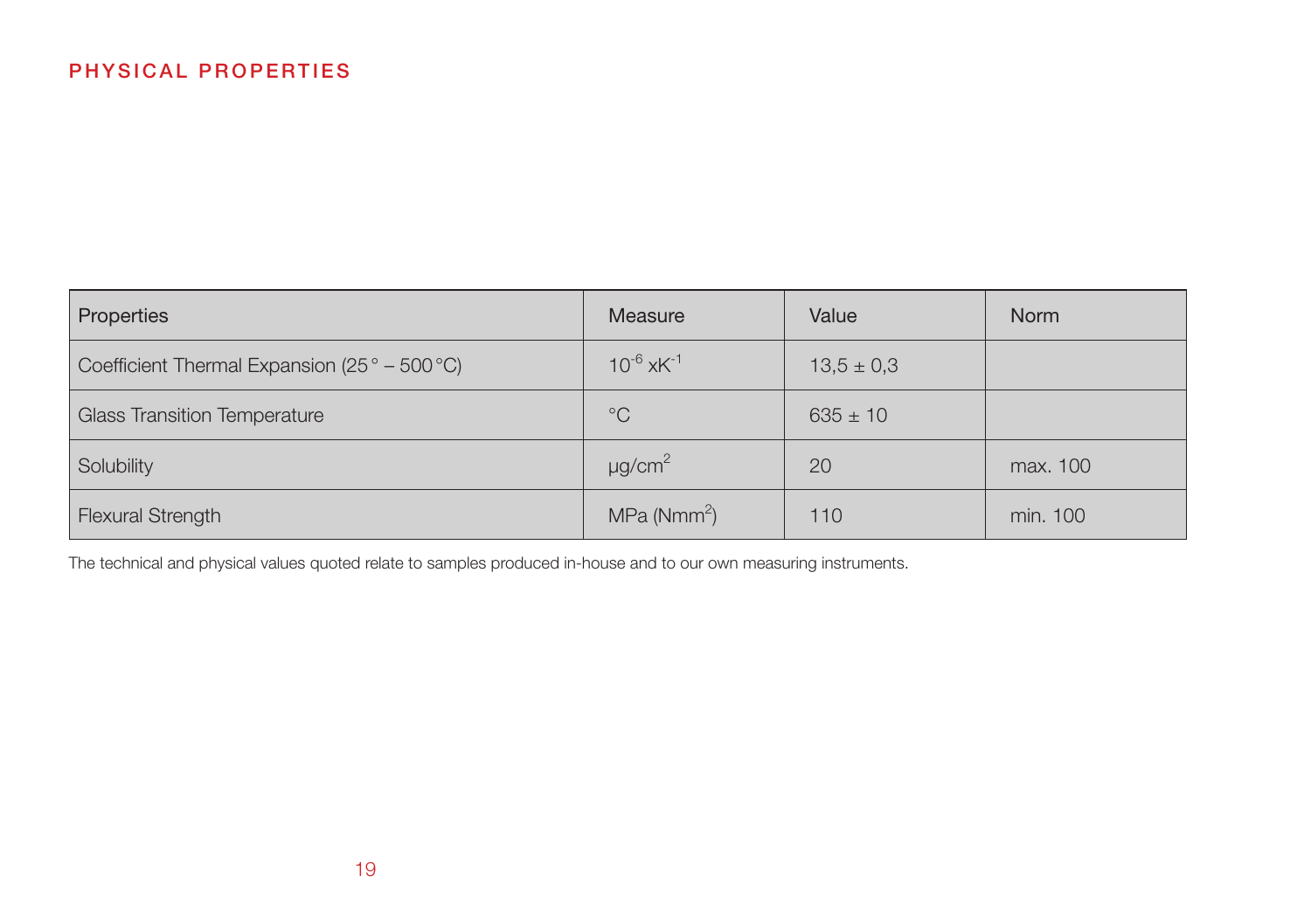# PHYSICAL PROPERTIES

| Properties | Measure | Value | Norm |
|---|---|---|---|
| Coefficient Thermal Expansion (25° – 500°C) | $10^{-6}$ x$K^{-1}$ | 13,5 ± 0,3 | |
| Glass Transition Temperature | °C | 635 ± 10 | |
| Solubility | µg/$cm^2$ | 20 | max. 100 |
| Flexural Strength | MPa (N$mm^2$) | 110 | min. 100 |

The technical and physical values quoted relate to samples produced in-house and to our own measuring instruments.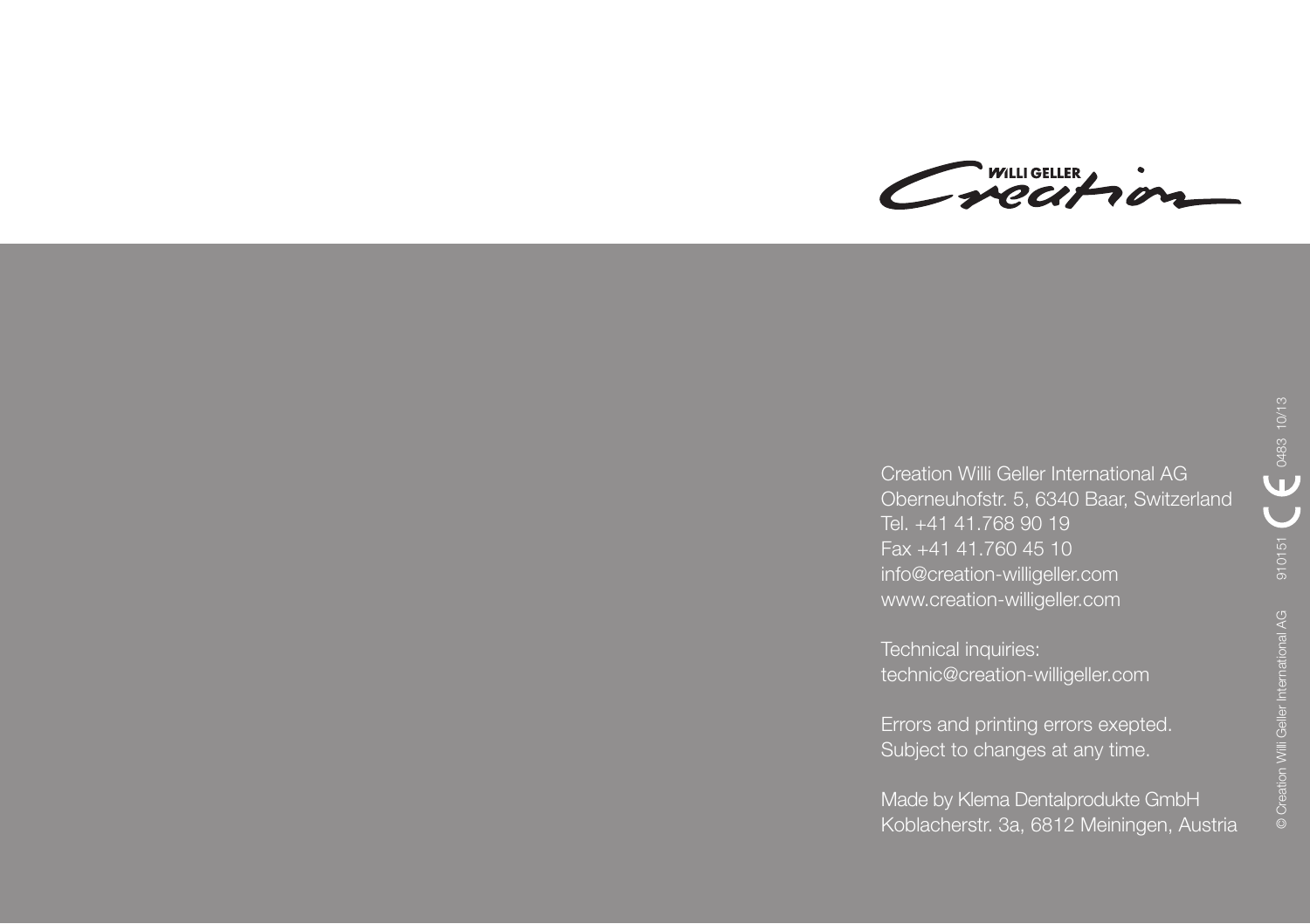Creation Willi Geller International AG
Oberneuhofstr. 5, 6340 Baar, Switzerland
Tel. +41 41.768 90 19
Fax +41 41.760 45 10
info@creation-willigeller.com
www.creation-willigeller.com

Technical inquiries:
technic@creation-willigeller.com

Errors and printing errors exepted.
Subject to changes at any time.

Made by Klema Dentalprodukte GmbH
Koblacherstr. 3a, 6812 Meiningen, Austria

© Creation Willi Geller International AG 910151 CE 0483 10/13